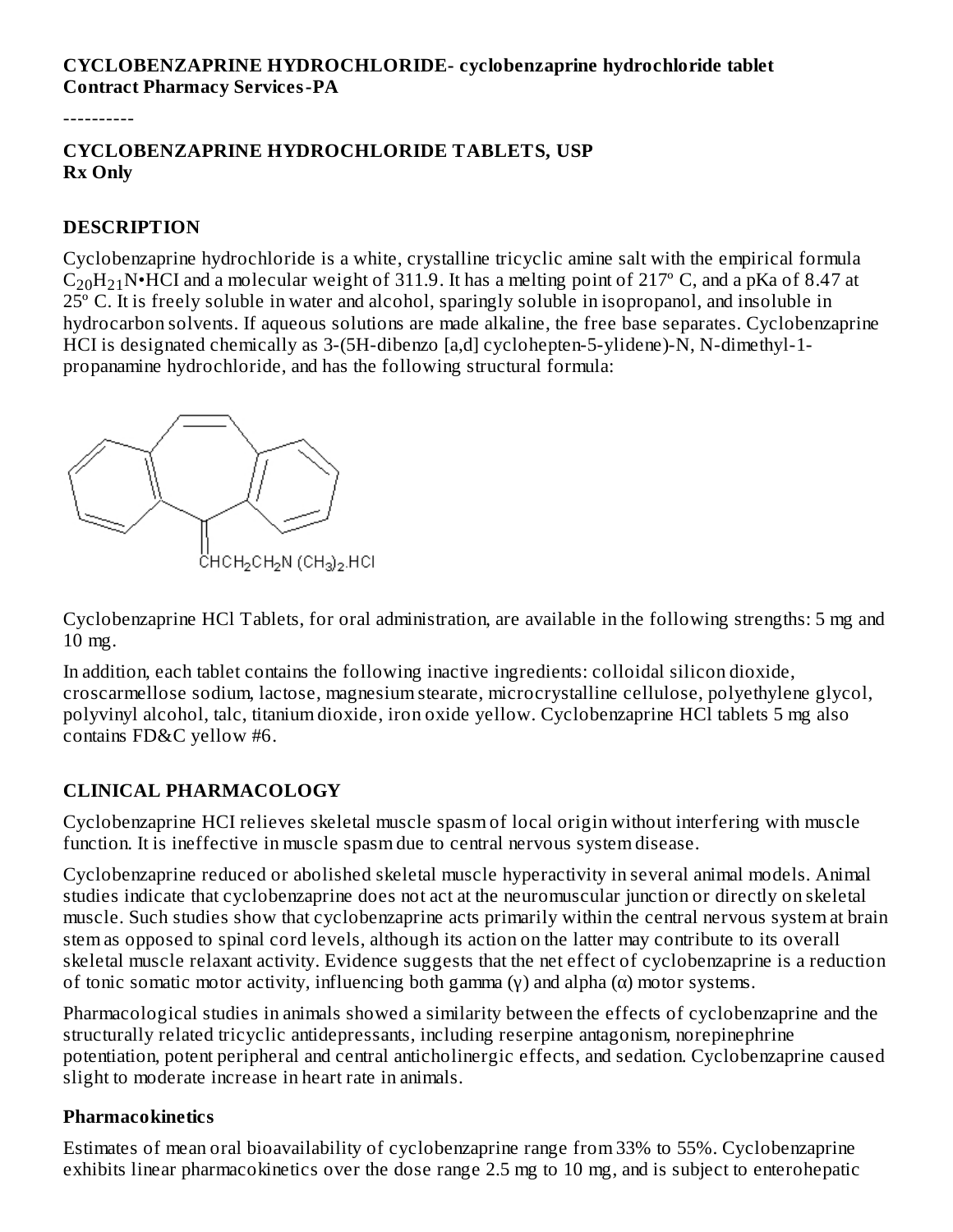**CYCLOBENZAPRINE HYDROCHLORIDE- cyclobenzaprine hydrochloride tablet**
**Contract Pharmacy Services-PA**

----------

**CYCLOBENZAPRINE HYDROCHLORIDE TABLETS, USP**
**Rx Only**

## DESCRIPTION

Cyclobenzaprine hydrochloride is a white, crystalline tricyclic amine salt with the empirical formula $C_{20}H_{21}N \cdot HCl$ and a molecular weight of 311.9. It has a melting point of 217º C, and a pKa of 8.47 at 25º C. It is freely soluble in water and alcohol, sparingly soluble in isopropanol, and insoluble in hydrocarbon solvents. If aqueous solutions are made alkaline, the free base separates. Cyclobenzaprine HCl is designated chemically as 3-(5H-dibenzo [a,d] cyclohepten-5-ylidene)-N, N-dimethyl-1-propanamine hydrochloride, and has the following structural formula:

$CHCH_2CH_2N(CH_3)_2.HCl$

Cyclobenzaprine HCl Tablets, for oral administration, are available in the following strengths: 5 mg and 10 mg.

In addition, each tablet contains the following inactive ingredients: colloidal silicon dioxide, croscarmellose sodium, lactose, magnesium stearate, microcrystalline cellulose, polyethylene glycol, polyvinyl alcohol, talc, titanium dioxide, iron oxide yellow. Cyclobenzaprine HCl tablets 5 mg also contains FD&C yellow #6.

## CLINICAL PHARMACOLOGY

Cyclobenzaprine HCl relieves skeletal muscle spasm of local origin without interfering with muscle function. It is ineffective in muscle spasm due to central nervous system disease.

Cyclobenzaprine reduced or abolished skeletal muscle hyperactivity in several animal models. Animal studies indicate that cyclobenzaprine does not act at the neuromuscular junction or directly on skeletal muscle. Such studies show that cyclobenzaprine acts primarily within the central nervous system at brain stem as opposed to spinal cord levels, although its action on the latter may contribute to its overall skeletal muscle relaxant activity. Evidence suggests that the net effect of cyclobenzaprine is a reduction of tonic somatic motor activity, influencing both gamma (γ) and alpha (α) motor systems.

Pharmacological studies in animals showed a similarity between the effects of cyclobenzaprine and the structurally related tricyclic antidepressants, including reserpine antagonism, norepinephrine potentiation, potent peripheral and central anticholinergic effects, and sedation. Cyclobenzaprine caused slight to moderate increase in heart rate in animals.

### Pharmacokinetics

Estimates of mean oral bioavailability of cyclobenzaprine range from 33% to 55%. Cyclobenzaprine exhibits linear pharmacokinetics over the dose range 2.5 mg to 10 mg, and is subject to enterohepatic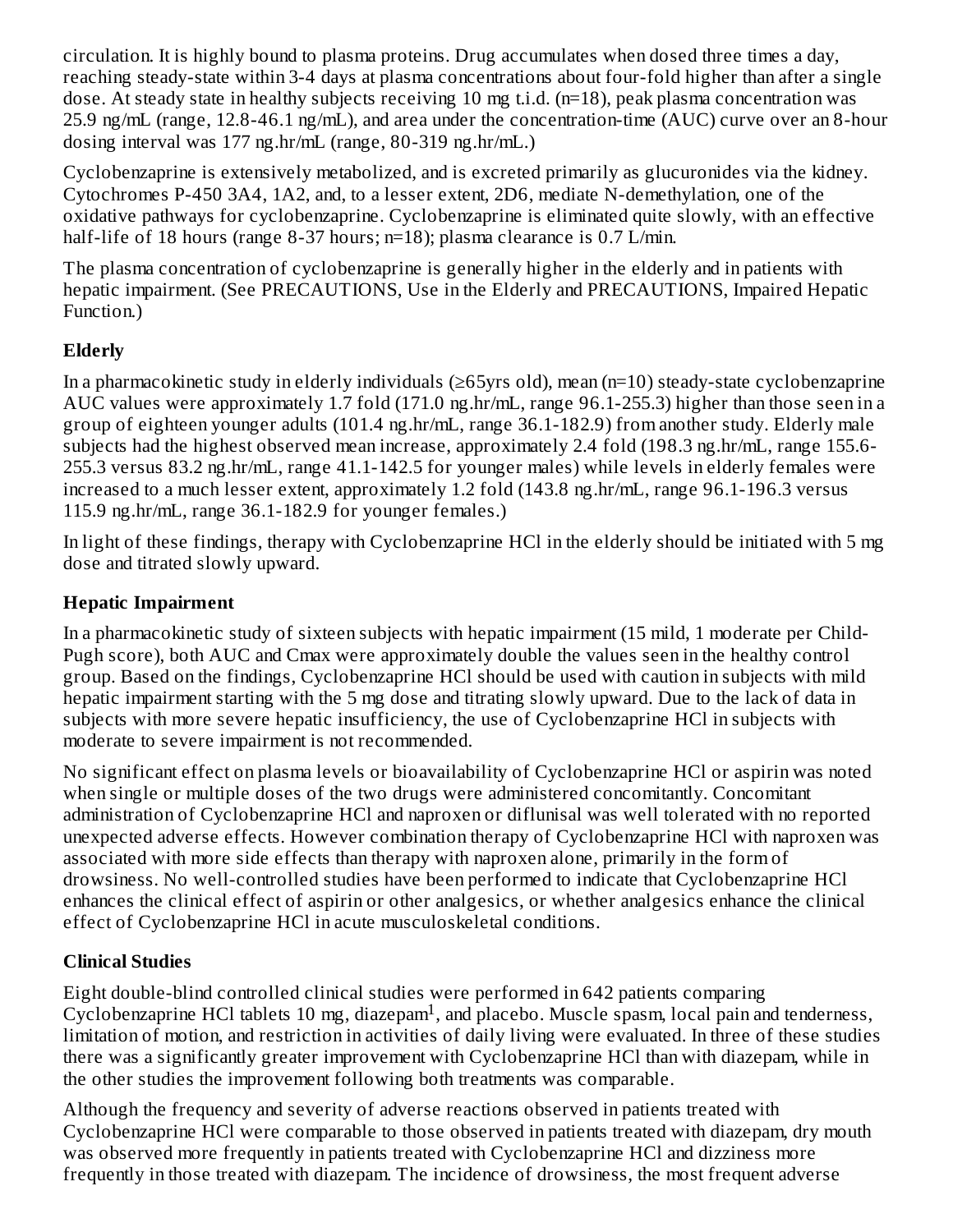circulation. It is highly bound to plasma proteins. Drug accumulates when dosed three times a day, reaching steady-state within 3-4 days at plasma concentrations about four-fold higher than after a single dose. At steady state in healthy subjects receiving 10 mg t.i.d. (n=18), peak plasma concentration was 25.9 ng/mL (range, 12.8-46.1 ng/mL), and area under the concentration-time (AUC) curve over an 8-hour dosing interval was 177 ng.hr/mL (range, 80-319 ng.hr/mL.)

Cyclobenzaprine is extensively metabolized, and is excreted primarily as glucuronides via the kidney. Cytochromes P-450 3A4, 1A2, and, to a lesser extent, 2D6, mediate N-demethylation, one of the oxidative pathways for cyclobenzaprine. Cyclobenzaprine is eliminated quite slowly, with an effective half-life of 18 hours (range 8-37 hours; n=18); plasma clearance is 0.7 L/min.

The plasma concentration of cyclobenzaprine is generally higher in the elderly and in patients with hepatic impairment. (See PRECAUTIONS, Use in the Elderly and PRECAUTIONS, Impaired Hepatic Function.)

### Elderly

In a pharmacokinetic study in elderly individuals (≥65yrs old), mean (n=10) steady-state cyclobenzaprine AUC values were approximately 1.7 fold (171.0 ng.hr/mL, range 96.1-255.3) higher than those seen in a group of eighteen younger adults (101.4 ng.hr/mL, range 36.1-182.9) from another study. Elderly male subjects had the highest observed mean increase, approximately 2.4 fold (198.3 ng.hr/mL, range 155.6-255.3 versus 83.2 ng.hr/mL, range 41.1-142.5 for younger males) while levels in elderly females were increased to a much lesser extent, approximately 1.2 fold (143.8 ng.hr/mL, range 96.1-196.3 versus 115.9 ng.hr/mL, range 36.1-182.9 for younger females.)

In light of these findings, therapy with Cyclobenzaprine HCl in the elderly should be initiated with 5 mg dose and titrated slowly upward.

### Hepatic Impairment

In a pharmacokinetic study of sixteen subjects with hepatic impairment (15 mild, 1 moderate per Child-Pugh score), both AUC and Cmax were approximately double the values seen in the healthy control group. Based on the findings, Cyclobenzaprine HCl should be used with caution in subjects with mild hepatic impairment starting with the 5 mg dose and titrating slowly upward. Due to the lack of data in subjects with more severe hepatic insufficiency, the use of Cyclobenzaprine HCl in subjects with moderate to severe impairment is not recommended.

No significant effect on plasma levels or bioavailability of Cyclobenzaprine HCl or aspirin was noted when single or multiple doses of the two drugs were administered concomitantly. Concomitant administration of Cyclobenzaprine HCl and naproxen or diflunisal was well tolerated with no reported unexpected adverse effects. However combination therapy of Cyclobenzaprine HCl with naproxen was associated with more side effects than therapy with naproxen alone, primarily in the form of drowsiness. No well-controlled studies have been performed to indicate that Cyclobenzaprine HCl enhances the clinical effect of aspirin or other analgesics, or whether analgesics enhance the clinical effect of Cyclobenzaprine HCl in acute musculoskeletal conditions.

### Clinical Studies

Eight double-blind controlled clinical studies were performed in 642 patients comparing Cyclobenzaprine HCl tablets 10 mg, diazepam[1], and placebo. Muscle spasm, local pain and tenderness, limitation of motion, and restriction in activities of daily living were evaluated. In three of these studies there was a significantly greater improvement with Cyclobenzaprine HCl than with diazepam, while in the other studies the improvement following both treatments was comparable.

Although the frequency and severity of adverse reactions observed in patients treated with Cyclobenzaprine HCl were comparable to those observed in patients treated with diazepam, dry mouth was observed more frequently in patients treated with Cyclobenzaprine HCl and dizziness more frequently in those treated with diazepam. The incidence of drowsiness, the most frequent adverse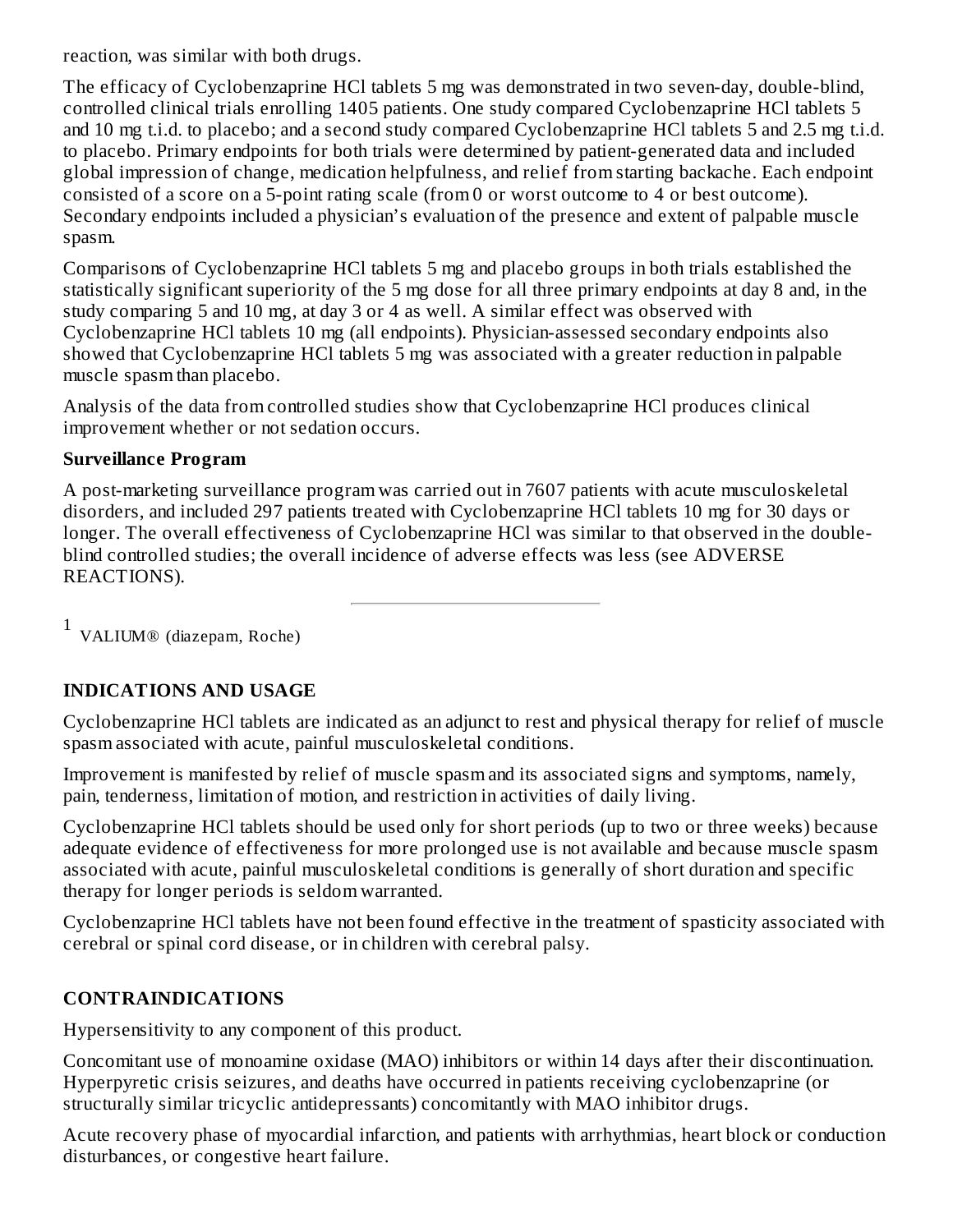reaction, was similar with both drugs.

The efficacy of Cyclobenzaprine HCl tablets 5 mg was demonstrated in two seven-day, double-blind, controlled clinical trials enrolling 1405 patients. One study compared Cyclobenzaprine HCl tablets 5 and 10 mg t.i.d. to placebo; and a second study compared Cyclobenzaprine HCl tablets 5 and 2.5 mg t.i.d. to placebo. Primary endpoints for both trials were determined by patient-generated data and included global impression of change, medication helpfulness, and relief from starting backache. Each endpoint consisted of a score on a 5-point rating scale (from 0 or worst outcome to 4 or best outcome). Secondary endpoints included a physician's evaluation of the presence and extent of palpable muscle spasm.

Comparisons of Cyclobenzaprine HCl tablets 5 mg and placebo groups in both trials established the statistically significant superiority of the 5 mg dose for all three primary endpoints at day 8 and, in the study comparing 5 and 10 mg, at day 3 or 4 as well. A similar effect was observed with Cyclobenzaprine HCl tablets 10 mg (all endpoints). Physician-assessed secondary endpoints also showed that Cyclobenzaprine HCl tablets 5 mg was associated with a greater reduction in palpable muscle spasm than placebo.

Analysis of the data from controlled studies show that Cyclobenzaprine HCl produces clinical improvement whether or not sedation occurs.

**Surveillance Program**

A post-marketing surveillance program was carried out in 7607 patients with acute musculoskeletal disorders, and included 297 patients treated with Cyclobenzaprine HCl tablets 10 mg for 30 days or longer. The overall effectiveness of Cyclobenzaprine HCl was similar to that observed in the double-blind controlled studies; the overall incidence of adverse effects was less (see ADVERSE REACTIONS).

---

[1] VALIUM® (diazepam, Roche)

## INDICATIONS AND USAGE

Cyclobenzaprine HCl tablets are indicated as an adjunct to rest and physical therapy for relief of muscle spasm associated with acute, painful musculoskeletal conditions.

Improvement is manifested by relief of muscle spasm and its associated signs and symptoms, namely, pain, tenderness, limitation of motion, and restriction in activities of daily living.

Cyclobenzaprine HCl tablets should be used only for short periods (up to two or three weeks) because adequate evidence of effectiveness for more prolonged use is not available and because muscle spasm associated with acute, painful musculoskeletal conditions is generally of short duration and specific therapy for longer periods is seldom warranted.

Cyclobenzaprine HCl tablets have not been found effective in the treatment of spasticity associated with cerebral or spinal cord disease, or in children with cerebral palsy.

## CONTRAINDICATIONS

Hypersensitivity to any component of this product.

Concomitant use of monoamine oxidase (MAO) inhibitors or within 14 days after their discontinuation. Hyperpyretic crisis seizures, and deaths have occurred in patients receiving cyclobenzaprine (or structurally similar tricyclic antidepressants) concomitantly with MAO inhibitor drugs.

Acute recovery phase of myocardial infarction, and patients with arrhythmias, heart block or conduction disturbances, or congestive heart failure.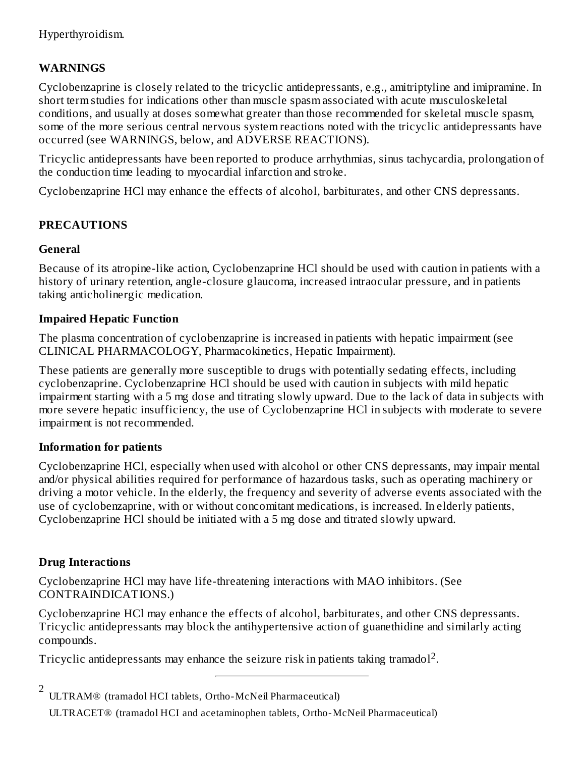Hyperthyroidism.

## WARNINGS

Cyclobenzaprine is closely related to the tricyclic antidepressants, e.g., amitriptyline and imipramine. In short term studies for indications other than muscle spasm associated with acute musculoskeletal conditions, and usually at doses somewhat greater than those recommended for skeletal muscle spasm, some of the more serious central nervous system reactions noted with the tricyclic antidepressants have occurred (see WARNINGS, below, and ADVERSE REACTIONS).

Tricyclic antidepressants have been reported to produce arrhythmias, sinus tachycardia, prolongation of the conduction time leading to myocardial infarction and stroke.

Cyclobenzaprine HCl may enhance the effects of alcohol, barbiturates, and other CNS depressants.

## PRECAUTIONS

### General

Because of its atropine-like action, Cyclobenzaprine HCl should be used with caution in patients with a history of urinary retention, angle-closure glaucoma, increased intraocular pressure, and in patients taking anticholinergic medication.

### Impaired Hepatic Function

The plasma concentration of cyclobenzaprine is increased in patients with hepatic impairment (see CLINICAL PHARMACOLOGY, Pharmacokinetics, Hepatic Impairment).

These patients are generally more susceptible to drugs with potentially sedating effects, including cyclobenzaprine. Cyclobenzaprine HCl should be used with caution in subjects with mild hepatic impairment starting with a 5 mg dose and titrating slowly upward. Due to the lack of data in subjects with more severe hepatic insufficiency, the use of Cyclobenzaprine HCl in subjects with moderate to severe impairment is not recommended.

### Information for patients

Cyclobenzaprine HCl, especially when used with alcohol or other CNS depressants, may impair mental and/or physical abilities required for performance of hazardous tasks, such as operating machinery or driving a motor vehicle. In the elderly, the frequency and severity of adverse events associated with the use of cyclobenzaprine, with or without concomitant medications, is increased. In elderly patients, Cyclobenzaprine HCl should be initiated with a 5 mg dose and titrated slowly upward.

### Drug Interactions

Cyclobenzaprine HCl may have life-threatening interactions with MAO inhibitors. (See CONTRAINDICATIONS.)

Cyclobenzaprine HCl may enhance the effects of alcohol, barbiturates, and other CNS depressants. Tricyclic antidepressants may block the antihypertensive action of guanethidine and similarly acting compounds.

Tricyclic antidepressants may enhance the seizure risk in patients taking tramadol[2].

---

[2] ULTRAM® (tramadol HCI tablets, Ortho-McNeil Pharmaceutical)

ULTRACET® (tramadol HCI and acetaminophen tablets, Ortho-McNeil Pharmaceutical)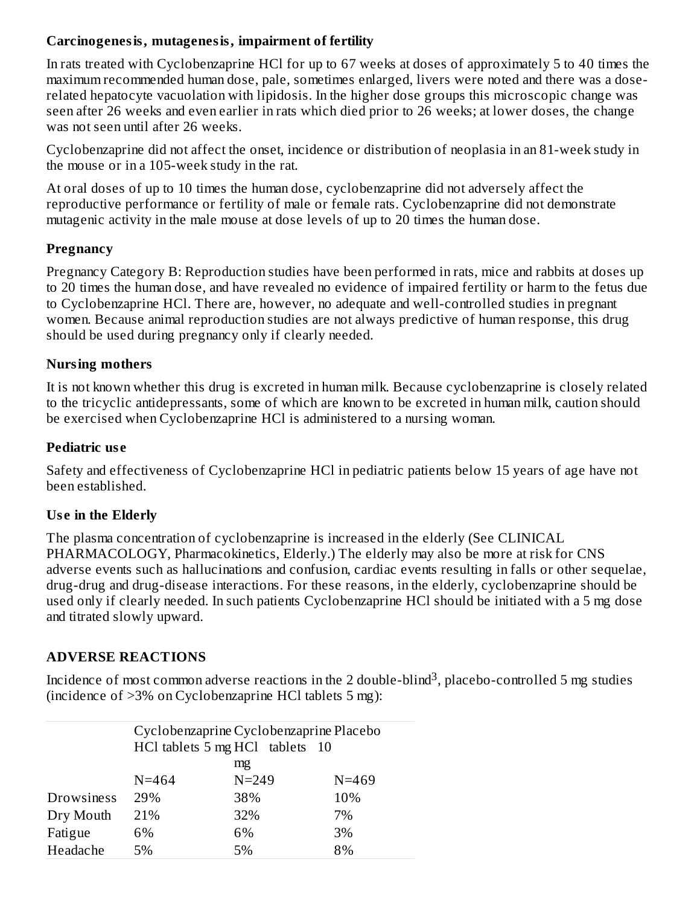### Carcinogenesis, mutagenesis, impairment of fertility

In rats treated with Cyclobenzaprine HCl for up to 67 weeks at doses of approximately 5 to 40 times the maximum recommended human dose, pale, sometimes enlarged, livers were noted and there was a dose-related hepatocyte vacuolation with lipidosis. In the higher dose groups this microscopic change was seen after 26 weeks and even earlier in rats which died prior to 26 weeks; at lower doses, the change was not seen until after 26 weeks.

Cyclobenzaprine did not affect the onset, incidence or distribution of neoplasia in an 81-week study in the mouse or in a 105-week study in the rat.

At oral doses of up to 10 times the human dose, cyclobenzaprine did not adversely affect the reproductive performance or fertility of male or female rats. Cyclobenzaprine did not demonstrate mutagenic activity in the male mouse at dose levels of up to 20 times the human dose.

### Pregnancy

Pregnancy Category B: Reproduction studies have been performed in rats, mice and rabbits at doses up to 20 times the human dose, and have revealed no evidence of impaired fertility or harm to the fetus due to Cyclobenzaprine HCl. There are, however, no adequate and well-controlled studies in pregnant women. Because animal reproduction studies are not always predictive of human response, this drug should be used during pregnancy only if clearly needed.

### Nursing mothers

It is not known whether this drug is excreted in human milk. Because cyclobenzaprine is closely related to the tricyclic antidepressants, some of which are known to be excreted in human milk, caution should be exercised when Cyclobenzaprine HCl is administered to a nursing woman.

### Pediatric use

Safety and effectiveness of Cyclobenzaprine HCl in pediatric patients below 15 years of age have not been established.

### Use in the Elderly

The plasma concentration of cyclobenzaprine is increased in the elderly (See CLINICAL PHARMACOLOGY, Pharmacokinetics, Elderly.) The elderly may also be more at risk for CNS adverse events such as hallucinations and confusion, cardiac events resulting in falls or other sequelae, drug-drug and drug-disease interactions. For these reasons, in the elderly, cyclobenzaprine should be used only if clearly needed. In such patients Cyclobenzaprine HCl should be initiated with a 5 mg dose and titrated slowly upward.

## ADVERSE REACTIONS

Incidence of most common adverse reactions in the 2 double-blind[3], placebo-controlled 5 mg studies (incidence of >3% on Cyclobenzaprine HCl tablets 5 mg):

| | Cyclobenzaprine HCl tablets 5 mg | Cyclobenzaprine HCl tablets 10 mg | Placebo |
|---|---|---|---|
| | N=464 | N=249 | N=469 |
| Drowsiness | 29% | 38% | 10% |
| Dry Mouth | 21% | 32% | 7% |
| Fatigue | 6% | 6% | 3% |
| Headache | 5% | 5% | 8% |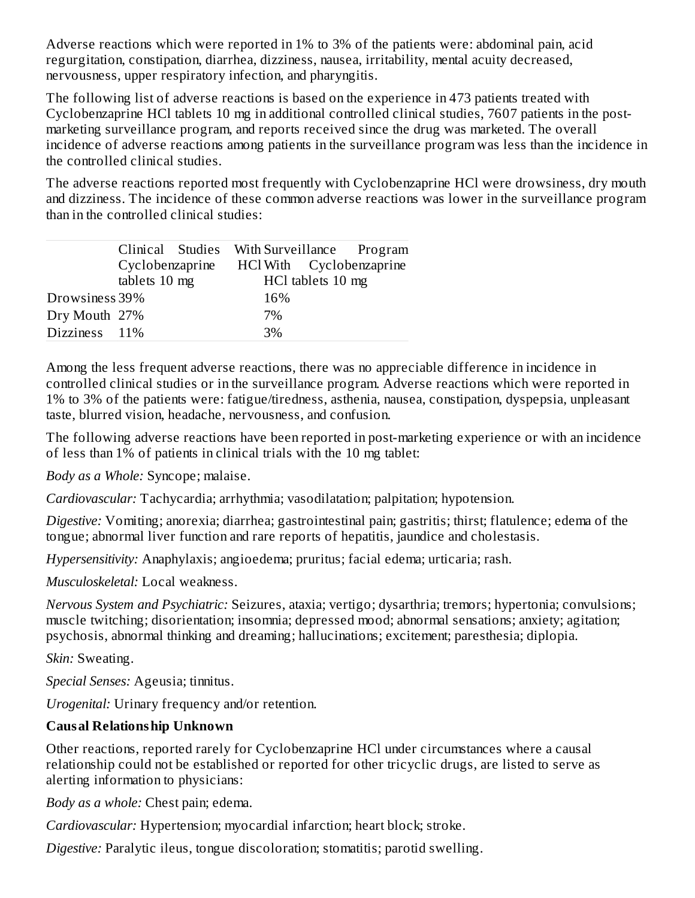Adverse reactions which were reported in 1% to 3% of the patients were: abdominal pain, acid regurgitation, constipation, diarrhea, dizziness, nausea, irritability, mental acuity decreased, nervousness, upper respiratory infection, and pharyngitis.

The following list of adverse reactions is based on the experience in 473 patients treated with Cyclobenzaprine HCl tablets 10 mg in additional controlled clinical studies, 7607 patients in the post-marketing surveillance program, and reports received since the drug was marketed. The overall incidence of adverse reactions among patients in the surveillance program was less than the incidence in the controlled clinical studies.

The adverse reactions reported most frequently with Cyclobenzaprine HCl were drowsiness, dry mouth and dizziness. The incidence of these common adverse reactions was lower in the surveillance program than in the controlled clinical studies:

| | Clinical Studies With Cyclobenzaprine HCl tablets 10 mg | Surveillance Program With Cyclobenzaprine HCl tablets 10 mg |
|---|---|---|
| Drowsiness | 39% | 16% |
| Dry Mouth | 27% | 7% |
| Dizziness | 11% | 3% |

Among the less frequent adverse reactions, there was no appreciable difference in incidence in controlled clinical studies or in the surveillance program. Adverse reactions which were reported in 1% to 3% of the patients were: fatigue/tiredness, asthenia, nausea, constipation, dyspepsia, unpleasant taste, blurred vision, headache, nervousness, and confusion.

The following adverse reactions have been reported in post-marketing experience or with an incidence of less than 1% of patients in clinical trials with the 10 mg tablet:

*Body as a Whole:* Syncope; malaise.

*Cardiovascular:* Tachycardia; arrhythmia; vasodilatation; palpitation; hypotension.

*Digestive:* Vomiting; anorexia; diarrhea; gastrointestinal pain; gastritis; thirst; flatulence; edema of the tongue; abnormal liver function and rare reports of hepatitis, jaundice and cholestasis.

*Hypersensitivity:* Anaphylaxis; angioedema; pruritus; facial edema; urticaria; rash.

*Musculoskeletal:* Local weakness.

*Nervous System and Psychiatric:* Seizures, ataxia; vertigo; dysarthria; tremors; hypertonia; convulsions; muscle twitching; disorientation; insomnia; depressed mood; abnormal sensations; anxiety; agitation; psychosis, abnormal thinking and dreaming; hallucinations; excitement; paresthesia; diplopia.

*Skin:* Sweating.

*Special Senses:* Ageusia; tinnitus.

*Urogenital:* Urinary frequency and/or retention.

**Causal Relationship Unknown**

Other reactions, reported rarely for Cyclobenzaprine HCl under circumstances where a causal relationship could not be established or reported for other tricyclic drugs, are listed to serve as alerting information to physicians:

*Body as a whole:* Chest pain; edema.

*Cardiovascular:* Hypertension; myocardial infarction; heart block; stroke.

*Digestive:* Paralytic ileus, tongue discoloration; stomatitis; parotid swelling.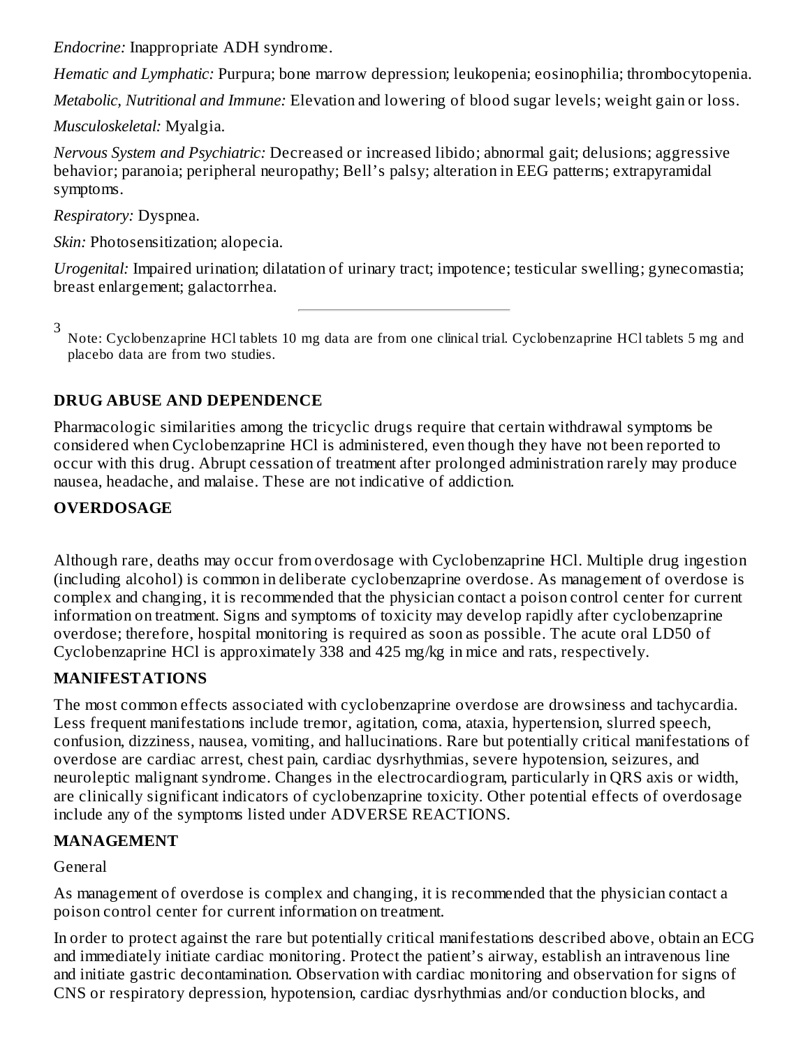*Endocrine:* Inappropriate ADH syndrome.

*Hematic and Lymphatic:* Purpura; bone marrow depression; leukopenia; eosinophilia; thrombocytopenia.

*Metabolic, Nutritional and Immune:* Elevation and lowering of blood sugar levels; weight gain or loss.

*Musculoskeletal:* Myalgia.

*Nervous System and Psychiatric:* Decreased or increased libido; abnormal gait; delusions; aggressive behavior; paranoia; peripheral neuropathy; Bell's palsy; alteration in EEG patterns; extrapyramidal symptoms.

*Respiratory:* Dyspnea.

*Skin:* Photosensitization; alopecia.

*Urogenital:* Impaired urination; dilatation of urinary tract; impotence; testicular swelling; gynecomastia; breast enlargement; galactorrhea.

---

[3] Note: Cyclobenzaprine HCl tablets 10 mg data are from one clinical trial. Cyclobenzaprine HCl tablets 5 mg and placebo data are from two studies.

## DRUG ABUSE AND DEPENDENCE

Pharmacologic similarities among the tricyclic drugs require that certain withdrawal symptoms be considered when Cyclobenzaprine HCl is administered, even though they have not been reported to occur with this drug. Abrupt cessation of treatment after prolonged administration rarely may produce nausea, headache, and malaise. These are not indicative of addiction.

## OVERDOSAGE

Although rare, deaths may occur from overdosage with Cyclobenzaprine HCl. Multiple drug ingestion (including alcohol) is common in deliberate cyclobenzaprine overdose. As management of overdose is complex and changing, it is recommended that the physician contact a poison control center for current information on treatment. Signs and symptoms of toxicity may develop rapidly after cyclobenzaprine overdose; therefore, hospital monitoring is required as soon as possible. The acute oral LD50 of Cyclobenzaprine HCl is approximately 338 and 425 mg/kg in mice and rats, respectively.

## MANIFESTATIONS

The most common effects associated with cyclobenzaprine overdose are drowsiness and tachycardia. Less frequent manifestations include tremor, agitation, coma, ataxia, hypertension, slurred speech, confusion, dizziness, nausea, vomiting, and hallucinations. Rare but potentially critical manifestations of overdose are cardiac arrest, chest pain, cardiac dysrhythmias, severe hypotension, seizures, and neuroleptic malignant syndrome. Changes in the electrocardiogram, particularly in QRS axis or width, are clinically significant indicators of cyclobenzaprine toxicity. Other potential effects of overdosage include any of the symptoms listed under ADVERSE REACTIONS.

## MANAGEMENT

General

As management of overdose is complex and changing, it is recommended that the physician contact a poison control center for current information on treatment.

In order to protect against the rare but potentially critical manifestations described above, obtain an ECG and immediately initiate cardiac monitoring. Protect the patient's airway, establish an intravenous line and initiate gastric decontamination. Observation with cardiac monitoring and observation for signs of CNS or respiratory depression, hypotension, cardiac dysrhythmias and/or conduction blocks, and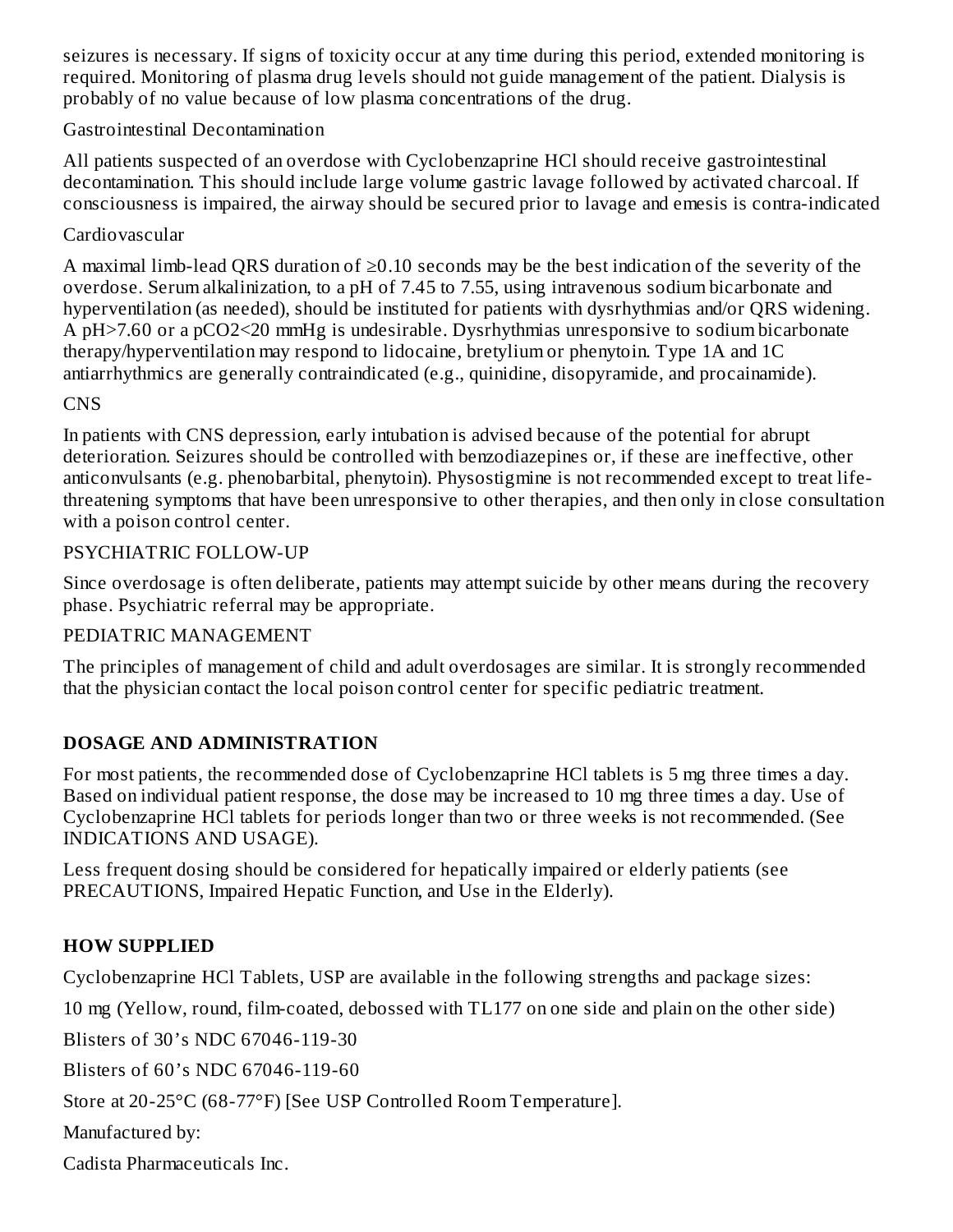seizures is necessary. If signs of toxicity occur at any time during this period, extended monitoring is required. Monitoring of plasma drug levels should not guide management of the patient. Dialysis is probably of no value because of low plasma concentrations of the drug.

Gastrointestinal Decontamination

All patients suspected of an overdose with Cyclobenzaprine HCl should receive gastrointestinal decontamination. This should include large volume gastric lavage followed by activated charcoal. If consciousness is impaired, the airway should be secured prior to lavage and emesis is contra-indicated

Cardiovascular

A maximal limb-lead QRS duration of ≥0.10 seconds may be the best indication of the severity of the overdose. Serum alkalinization, to a pH of 7.45 to 7.55, using intravenous sodium bicarbonate and hyperventilation (as needed), should be instituted for patients with dysrhythmias and/or QRS widening. A pH>7.60 or a $pCO_2$<20 mmHg is undesirable. Dysrhythmias unresponsive to sodium bicarbonate therapy/hyperventilation may respond to lidocaine, bretylium or phenytoin. Type 1A and 1C antiarrhythmics are generally contraindicated (e.g., quinidine, disopyramide, and procainamide).

CNS

In patients with CNS depression, early intubation is advised because of the potential for abrupt deterioration. Seizures should be controlled with benzodiazepines or, if these are ineffective, other anticonvulsants (e.g. phenobarbital, phenytoin). Physostigmine is not recommended except to treat life-threatening symptoms that have been unresponsive to other therapies, and then only in close consultation with a poison control center.

PSYCHIATRIC FOLLOW-UP

Since overdosage is often deliberate, patients may attempt suicide by other means during the recovery phase. Psychiatric referral may be appropriate.

PEDIATRIC MANAGEMENT

The principles of management of child and adult overdosages are similar. It is strongly recommended that the physician contact the local poison control center for specific pediatric treatment.

## DOSAGE AND ADMINISTRATION

For most patients, the recommended dose of Cyclobenzaprine HCl tablets is 5 mg three times a day. Based on individual patient response, the dose may be increased to 10 mg three times a day. Use of Cyclobenzaprine HCl tablets for periods longer than two or three weeks is not recommended. (See INDICATIONS AND USAGE).

Less frequent dosing should be considered for hepatically impaired or elderly patients (see PRECAUTIONS, Impaired Hepatic Function, and Use in the Elderly).

## HOW SUPPLIED

Cyclobenzaprine HCl Tablets, USP are available in the following strengths and package sizes:

10 mg (Yellow, round, film-coated, debossed with TL177 on one side and plain on the other side)

Blisters of 30's NDC 67046-119-30

Blisters of 60's NDC 67046-119-60

Store at 20-25°C (68-77°F) [See USP Controlled Room Temperature].

Manufactured by:

Cadista Pharmaceuticals Inc.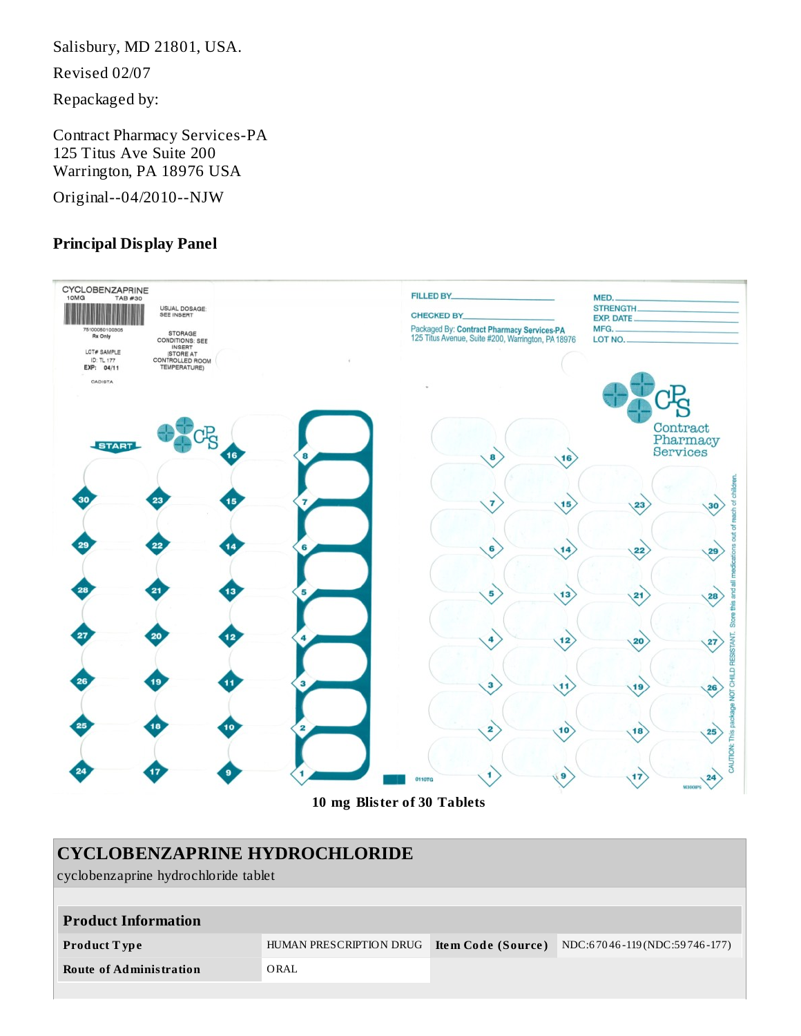Salisbury, MD 21801, USA.

Revised 02/07

Repackaged by:

Contract Pharmacy Services-PA
125 Titus Ave Suite 200
Warrington, PA 18976 USA

Original--04/2010--NJW

## Principal Display Panel

CYCLOBENZAPRINE
10MG TAB #30

75100050100305
Rx Only

LOT# SAMPLE
ID: TL 177
EXP: 04/11

CADISTA

USUAL DOSAGE: SEE INSERT

STORAGE CONDITIONS: SEE INSERT (STORE AT CONTROLLED ROOM TEMPERATURE)

FILLED BY\_\_\_\_\_\_\_\_\_\_

CHECKED BY\_\_\_\_\_\_\_\_\_\_

Packaged By: Contract Pharmacy Services-PA
125 Titus Avenue, Suite #200, Warrington, PA 18976

MED.\_\_\_\_\_\_\_\_\_\_
STRENGTH\_\_\_\_\_\_\_\_\_\_
EXP. DATE\_\_\_\_\_\_\_\_\_\_
MFG.\_\_\_\_\_\_\_\_\_\_
LOT NO.\_\_\_\_\_\_\_\_\_\_

START

CPS Contract Pharmacy Services

CAUTION: This package NOT CHILD RESISTANT. Store this and all medications out of reach of children.

0110TG

M300PS

10 mg Blister of 30 Tablets

## CYCLOBENZAPRINE HYDROCHLORIDE

cyclobenzaprine hydrochloride tablet

| Product Information | | | |
|---|---|---|---|
| **Product Type** | HUMAN PRESCRIPTION DRUG | **Item Code (Source)** | NDC:67046-119(NDC:59746-177) |
| **Route of Administration** | ORAL | | |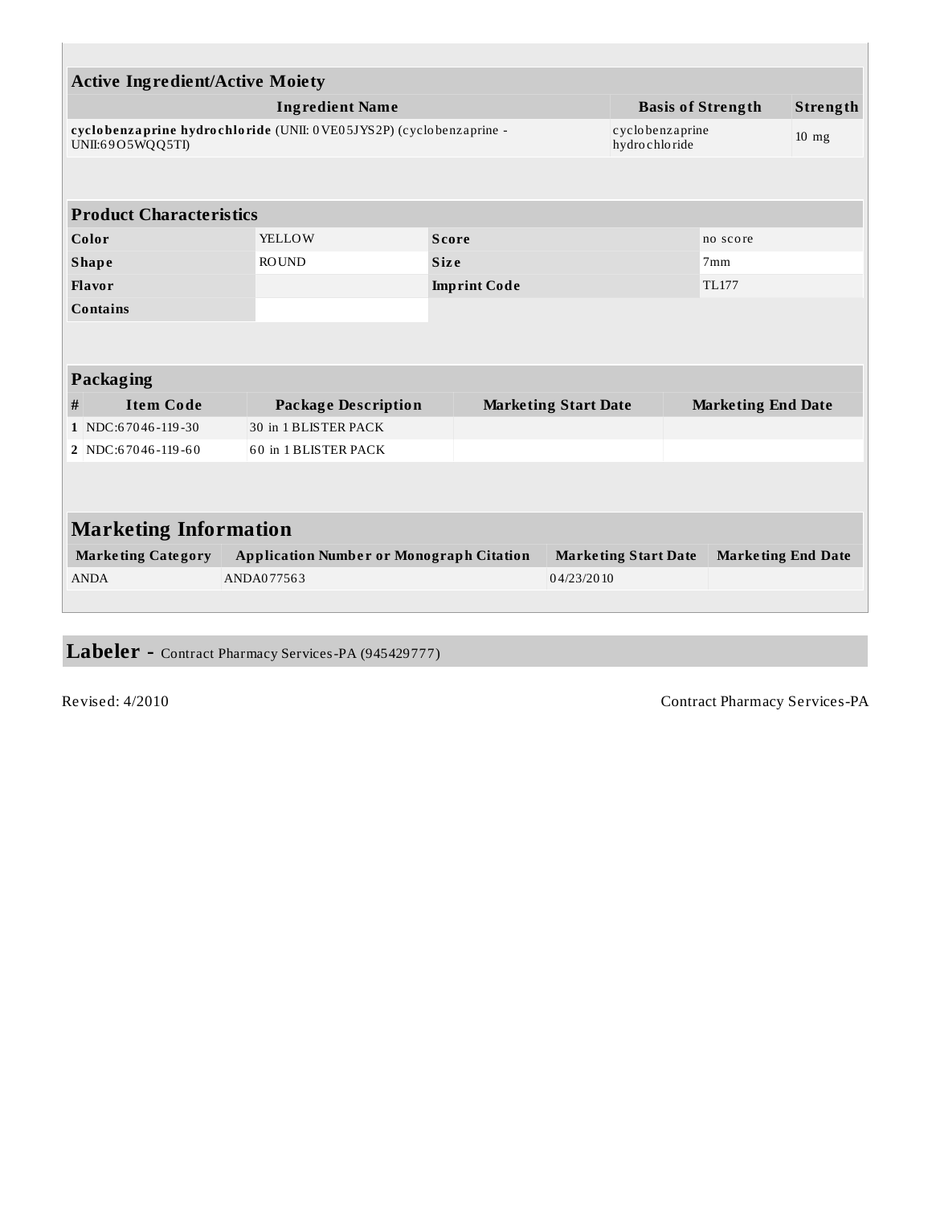| Active Ingredient/Active Moiety | | |
|---|---|---|
| **Ingredient Name** | **Basis of Strength** | **Strength** |
| **cyclobenzaprine hydrochloride** (UNII: 0VE05JYS2P) (cyclobenzaprine - UNII:69O5WQQ5TI) | cyclobenzaprine hydrochloride | 10 mg |

| Product Characteristics | | | |
|---|---|---|---|
| **Color** | YELLOW | **Score** | no score |
| **Shape** | ROUND | **Size** | 7mm |
| **Flavor** | | **Imprint Code** | TL177 |
| **Contains** | | | |

| Packaging | | | | |
|---|---|---|---|---|
| **#** | **Item Code** | **Package Description** | **Marketing Start Date** | **Marketing End Date** |
| 1 | NDC:67046-119-30 | 30 in 1 BLISTER PACK | | |
| 2 | NDC:67046-119-60 | 60 in 1 BLISTER PACK | | |

## Marketing Information

| Marketing Category | Application Number or Monograph Citation | Marketing Start Date | Marketing End Date |
|---|---|---|---|
| ANDA | ANDA077563 | 04/23/2010 | |

## Labeler - Contract Pharmacy Services-PA (945429777)

Revised: 4/2010 Contract Pharmacy Services-PA